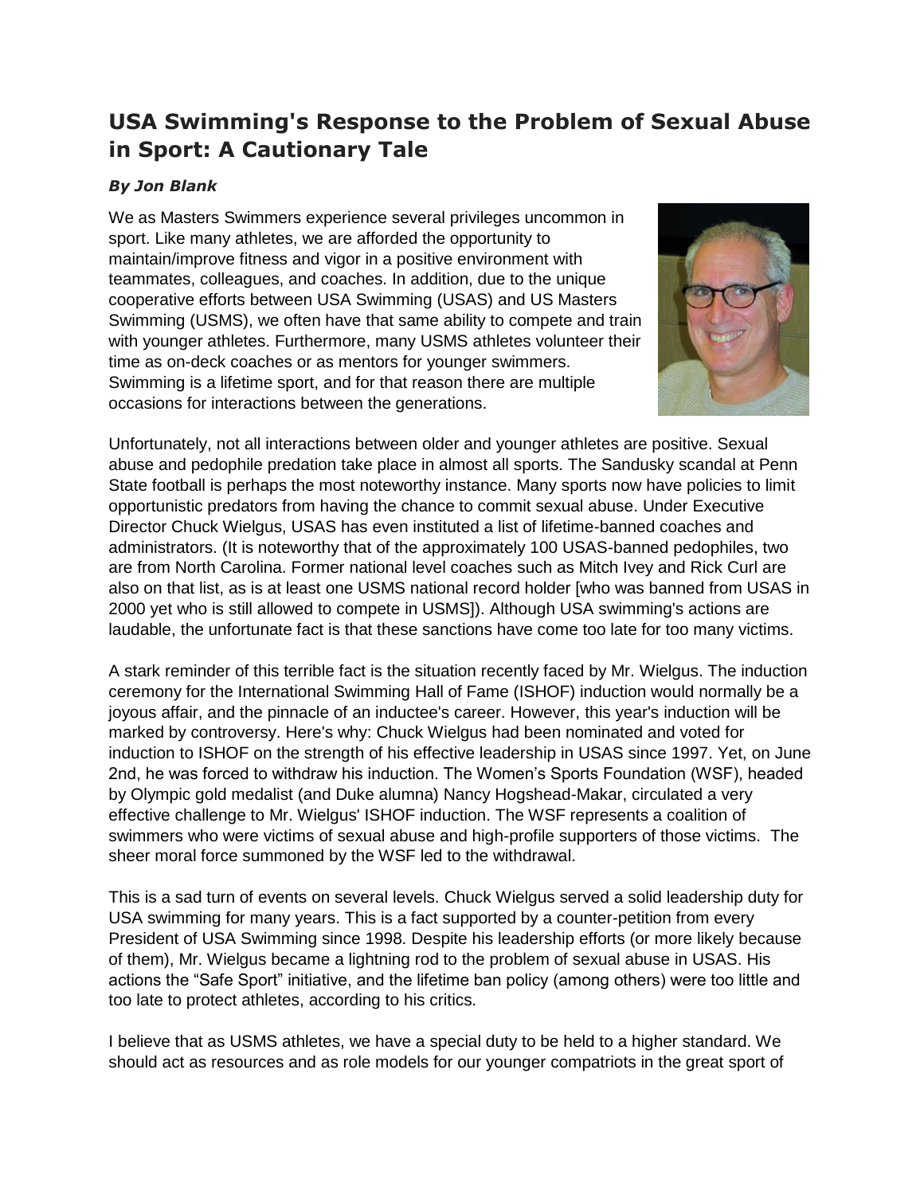# USA Swimming's Response to the Problem of Sexual Abuse in Sport: A Cautionary Tale

***By Jon Blank***

We as Masters Swimmers experience several privileges uncommon in sport. Like many athletes, we are afforded the opportunity to maintain/improve fitness and vigor in a positive environment with teammates, colleagues, and coaches. In addition, due to the unique cooperative efforts between USA Swimming (USAS) and US Masters Swimming (USMS), we often have that same ability to compete and train with younger athletes. Furthermore, many USMS athletes volunteer their time as on-deck coaches or as mentors for younger swimmers. Swimming is a lifetime sport, and for that reason there are multiple occasions for interactions between the generations.

Unfortunately, not all interactions between older and younger athletes are positive. Sexual abuse and pedophile predation take place in almost all sports. The Sandusky scandal at Penn State football is perhaps the most noteworthy instance. Many sports now have policies to limit opportunistic predators from having the chance to commit sexual abuse. Under Executive Director Chuck Wielgus, USAS has even instituted a list of lifetime-banned coaches and administrators. (It is noteworthy that of the approximately 100 USAS-banned pedophiles, two are from North Carolina. Former national level coaches such as Mitch Ivey and Rick Curl are also on that list, as is at least one USMS national record holder [who was banned from USAS in 2000 yet who is still allowed to compete in USMS]). Although USA swimming's actions are laudable, the unfortunate fact is that these sanctions have come too late for too many victims.

A stark reminder of this terrible fact is the situation recently faced by Mr. Wielgus. The induction ceremony for the International Swimming Hall of Fame (ISHOF) induction would normally be a joyous affair, and the pinnacle of an inductee's career. However, this year's induction will be marked by controversy. Here's why: Chuck Wielgus had been nominated and voted for induction to ISHOF on the strength of his effective leadership in USAS since 1997. Yet, on June 2nd, he was forced to withdraw his induction. The Women's Sports Foundation (WSF), headed by Olympic gold medalist (and Duke alumna) Nancy Hogshead-Makar, circulated a very effective challenge to Mr. Wielgus' ISHOF induction. The WSF represents a coalition of swimmers who were victims of sexual abuse and high-profile supporters of those victims. The sheer moral force summoned by the WSF led to the withdrawal.

This is a sad turn of events on several levels. Chuck Wielgus served a solid leadership duty for USA swimming for many years. This is a fact supported by a counter-petition from every President of USA Swimming since 1998. Despite his leadership efforts (or more likely because of them), Mr. Wielgus became a lightning rod to the problem of sexual abuse in USAS. His actions the "Safe Sport" initiative, and the lifetime ban policy (among others) were too little and too late to protect athletes, according to his critics.

I believe that as USMS athletes, we have a special duty to be held to a higher standard. We should act as resources and as role models for our younger compatriots in the great sport of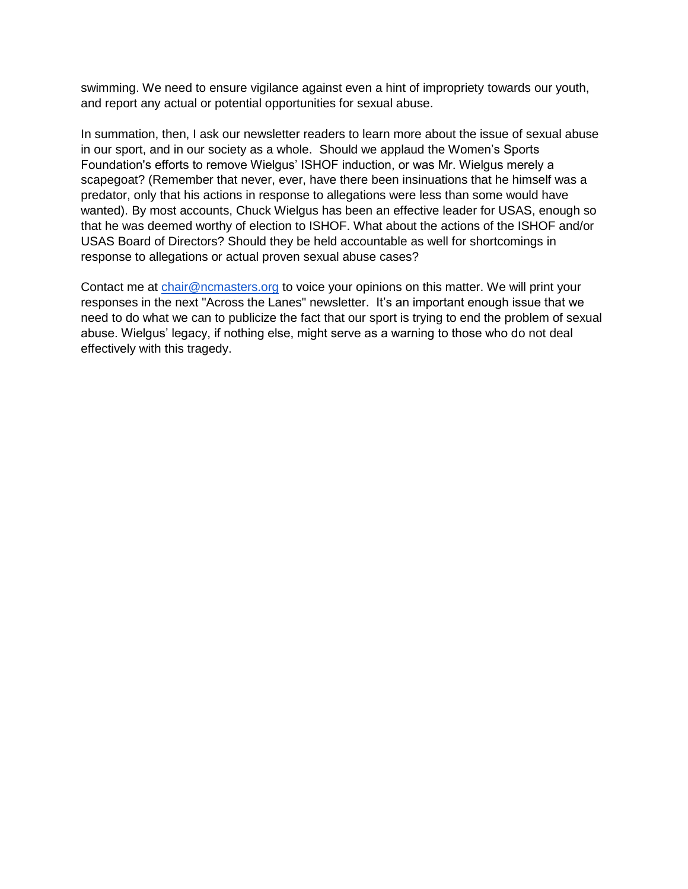swimming. We need to ensure vigilance against even a hint of impropriety towards our youth, and report any actual or potential opportunities for sexual abuse.

In summation, then, I ask our newsletter readers to learn more about the issue of sexual abuse in our sport, and in our society as a whole. Should we applaud the Women's Sports Foundation's efforts to remove Wielgus' ISHOF induction, or was Mr. Wielgus merely a scapegoat? (Remember that never, ever, have there been insinuations that he himself was a predator, only that his actions in response to allegations were less than some would have wanted). By most accounts, Chuck Wielgus has been an effective leader for USAS, enough so that he was deemed worthy of election to ISHOF. What about the actions of the ISHOF and/or USAS Board of Directors? Should they be held accountable as well for shortcomings in response to allegations or actual proven sexual abuse cases?

Contact me at [chair@ncmasters.org](mailto:chair@ncmasters.org) to voice your opinions on this matter. We will print your responses in the next "Across the Lanes" newsletter. It's an important enough issue that we need to do what we can to publicize the fact that our sport is trying to end the problem of sexual abuse. Wielgus' legacy, if nothing else, might serve as a warning to those who do not deal effectively with this tragedy.